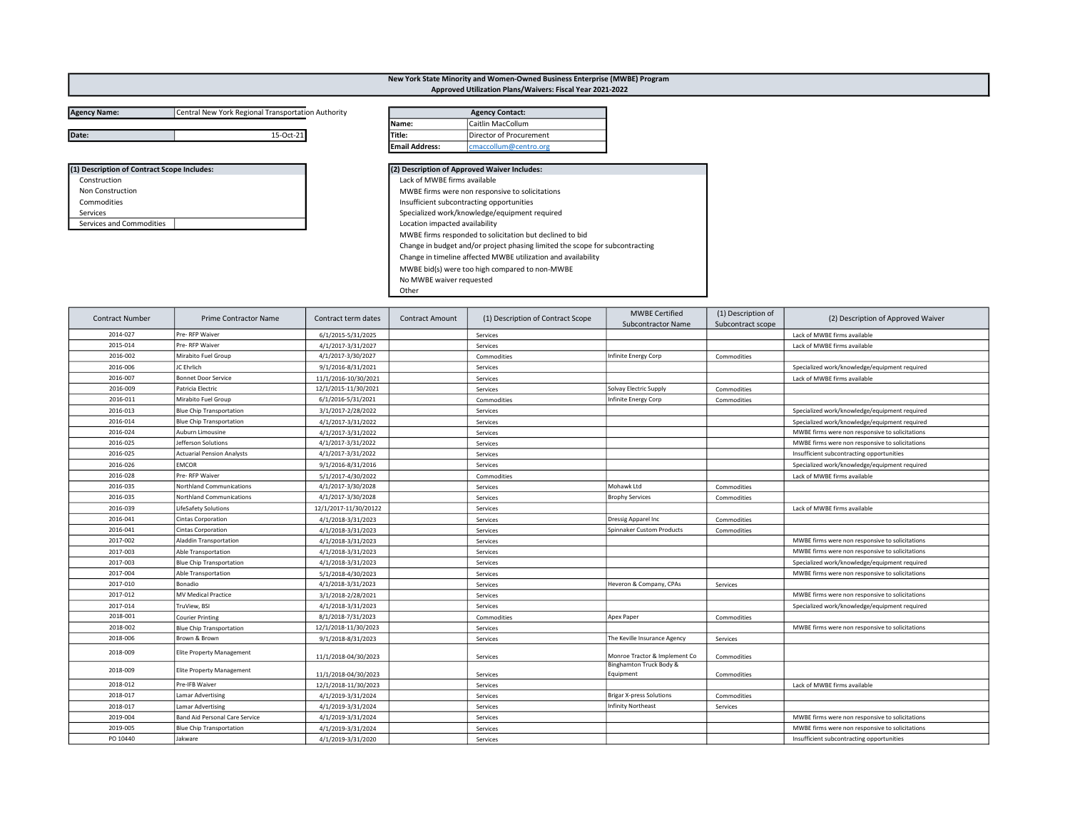# New York State Minority and Women-Owned Business Enterprise (MWBE) Program
## Approved Utilization Plans/Waivers: Fiscal Year 2021-2022

| | |
|---|---|
| **Agency Name:** | Central New York Regional Transportation Authority |
| **Date:** | 15-Oct-21 |

| **Agency Contact:** | |
|---|---|
| **Name:** | Caitlin MacCollum |
| **Title:** | Director of Procurement |
| **Email Address:** | cmaccollum@centro.org |

**(1) Description of Contract Scope Includes:**

- Construction
- Non Construction
- Commodities
- Services
- Services and Commodities

**(2) Description of Approved Waiver Includes:**

- Lack of MWBE firms available
- MWBE firms were non responsive to solicitations
- Insufficient subcontracting opportunities
- Specialized work/knowledge/equipment required
- Location impacted availability
- MWBE firms responded to solicitation but declined to bid
- Change in budget and/or project phasing limited the scope for subcontracting
- Change in timeline affected MWBE utilization and availability
- MWBE bid(s) were too high compared to non-MWBE
- No MWBE waiver requested
- Other

| Contract Number | Prime Contractor Name | Contract term dates | Contract Amount | (1) Description of Contract Scope | MWBE Certified Subcontractor Name | (1) Description of Subcontract scope | (2) Description of Approved Waiver |
|---|---|---|---|---|---|---|---|
| 2014-027 | Pre- RFP Waiver | 6/1/2015-5/31/2025 | | Services | | | Lack of MWBE firms available |
| 2015-014 | Pre- RFP Waiver | 4/1/2017-3/31/2027 | | Services | | | Lack of MWBE firms available |
| 2016-002 | Mirabito Fuel Group | 4/1/2017-3/30/2027 | | Commodities | Infinite Energy Corp | Commodities | |
| 2016-006 | JC Ehrlich | 9/1/2016-8/31/2021 | | Services | | | Specialized work/knowledge/equipment required |
| 2016-007 | Bonnet Door Service | 11/1/2016-10/30/2021 | | Services | | | Lack of MWBE firms available |
| 2016-009 | Patricia Electric | 12/1/2015-11/30/2021 | | Services | Solvay Electric Supply | Commodities | |
| 2016-011 | Mirabito Fuel Group | 6/1/2016-5/31/2021 | | Commodities | Infinite Energy Corp | Commodities | |
| 2016-013 | Blue Chip Transportation | 3/1/2017-2/28/2022 | | Services | | | Specialized work/knowledge/equipment required |
| 2016-014 | Blue Chip Transportation | 4/1/2017-3/31/2022 | | Services | | | Specialized work/knowledge/equipment required |
| 2016-024 | Auburn Limousine | 4/1/2017-3/31/2022 | | Services | | | MWBE firms were non responsive to solicitations |
| 2016-025 | Jefferson Solutions | 4/1/2017-3/31/2022 | | Services | | | MWBE firms were non responsive to solicitations |
| 2016-025 | Actuarial Pension Analysts | 4/1/2017-3/31/2022 | | Services | | | Insufficient subcontracting opportunities |
| 2016-026 | EMCOR | 9/1/2016-8/31/2016 | | Services | | | Specialized work/knowledge/equipment required |
| 2016-028 | Pre- RFP Waiver | 5/1/2017-4/30/2022 | | Commodities | | | Lack of MWBE firms available |
| 2016-035 | Northland Communications | 4/1/2017-3/30/2028 | | Services | Mohawk Ltd | Commodities | |
| 2016-035 | Northland Communications | 4/1/2017-3/30/2028 | | Services | Brophy Services | Commodities | |
| 2016-039 | LifeSafety Solutions | 12/1/2017-11/30/20122 | | Services | | | Lack of MWBE firms available |
| 2016-041 | Cintas Corporation | 4/1/2018-3/31/2023 | | Services | Dressig Apparel Inc | Commodities | |
| 2016-041 | Cintas Corporation | 4/1/2018-3/31/2023 | | Services | Spinnaker Custom Products | Commodities | |
| 2017-002 | Aladdin Transportation | 4/1/2018-3/31/2023 | | Services | | | MWBE firms were non responsive to solicitations |
| 2017-003 | Able Transportation | 4/1/2018-3/31/2023 | | Services | | | MWBE firms were non responsive to solicitations |
| 2017-003 | Blue Chip Transportation | 4/1/2018-3/31/2023 | | Services | | | Specialized work/knowledge/equipment required |
| 2017-004 | Able Transportation | 5/1/2018-4/30/2023 | | Services | | | MWBE firms were non responsive to solicitations |
| 2017-010 | Bonadio | 4/1/2018-3/31/2023 | | Services | Heveron & Company, CPAs | Services | |
| 2017-012 | MV Medical Practice | 3/1/2018-2/28/2021 | | Services | | | MWBE firms were non responsive to solicitations |
| 2017-014 | TruView, BSI | 4/1/2018-3/31/2023 | | Services | | | Specialized work/knowledge/equipment required |
| 2018-001 | Courier Printing | 8/1/2018-7/31/2023 | | Commodities | Apex Paper | Commodities | |
| 2018-002 | Blue Chip Transportation | 12/1/2018-11/30/2023 | | Services | | | MWBE firms were non responsive to solicitations |
| 2018-006 | Brown & Brown | 9/1/2018-8/31/2023 | | Services | The Keville Insurance Agency | Services | |
| 2018-009 | Elite Property Management | 11/1/2018-04/30/2023 | | Services | Monroe Tractor & Implement Co | Commodities | |
| 2018-009 | Elite Property Management | 11/1/2018-04/30/2023 | | Services | Binghamton Truck Body & Equipment | Commodities | |
| 2018-012 | Pre-IFB Waiver | 12/1/2018-11/30/2023 | | Services | | | Lack of MWBE firms available |
| 2018-017 | Lamar Advertising | 4/1/2019-3/31/2024 | | Services | Brigar X-press Solutions | Commodities | |
| 2018-017 | Lamar Advertising | 4/1/2019-3/31/2024 | | Services | Infinity Northeast | Services | |
| 2019-004 | Band Aid Personal Care Service | 4/1/2019-3/31/2024 | | Services | | | MWBE firms were non responsive to solicitations |
| 2019-005 | Blue Chip Transportation | 4/1/2019-3/31/2024 | | Services | | | MWBE firms were non responsive to solicitations |
| PO 10440 | Jakware | 4/1/2019-3/31/2020 | | Services | | | Insufficient subcontracting opportunities |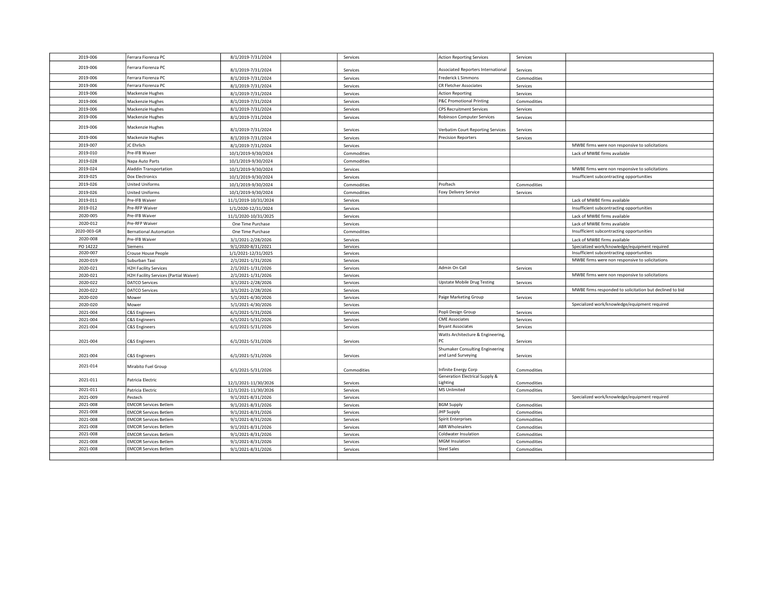| | | | | | | | |
|---|---|---|---|---|---|---|---|
| 2019-006 | Ferrara Fiorenza PC | 8/1/2019-7/31/2024 | | Services | Action Reporting Services | Services | |
| 2019-006 | Ferrara Fiorenza PC | 8/1/2019-7/31/2024 | | Services | Associated Reporters International | Services | |
| 2019-006 | Ferrara Fiorenza PC | 8/1/2019-7/31/2024 | | Services | Frederick L Simmons | Commodities | |
| 2019-006 | Ferrara Fiorenza PC | 8/1/2019-7/31/2024 | | Services | CR Fletcher Associates | Services | |
| 2019-006 | Mackenzie Hughes | 8/1/2019-7/31/2024 | | Services | Action Reporting | Services | |
| 2019-006 | Mackenzie Hughes | 8/1/2019-7/31/2024 | | Services | P&C Promotional Printing | Commodities | |
| 2019-006 | Mackenzie Hughes | 8/1/2019-7/31/2024 | | Services | CPS Recruitment Services | Services | |
| 2019-006 | Mackenzie Hughes | 8/1/2019-7/31/2024 | | Services | Robinson Computer Services | Services | |
| 2019-006 | Mackenzie Hughes | 8/1/2019-7/31/2024 | | Services | Verbatim Court Reporting Services | Services | |
| 2019-006 | Mackenzie Hughes | 8/1/2019-7/31/2024 | | Services | Precision Reporters | Services | |
| 2019-007 | JC Ehrlich | 8/1/2019-7/31/2024 | | Services | | | MWBE firms were non responsive to solicitations |
| 2019-010 | Pre-IFB Waiver | 10/1/2019-9/30/2024 | | Commodities | | | Lack of MWBE firms available |
| 2019-028 | Napa Auto Parts | 10/1/2019-9/30/2024 | | Commodities | | | |
| 2019-024 | Aladdin Transportation | 10/1/2019-9/30/2024 | | Services | | | MWBE firms were non responsive to solicitations |
| 2019-025 | Dox Electronics | 10/1/2019-9/30/2024 | | Services | | | Insufficient subcontracting opportunities |
| 2019-026 | United Uniforms | 10/1/2019-9/30/2024 | | Commodities | Proftech | Commodities | |
| 2019-026 | United Uniforms | 10/1/2019-9/30/2024 | | Commodities | Foxy Delivery Service | Services | |
| 2019-011 | Pre-IFB Waiver | 11/1/2019-10/31/2024 | | Services | | | Lack of MWBE firms available |
| 2019-012 | Pre-RFP Waiver | 1/1/2020-12/31/2024 | | Services | | | Insufficient subcontracting opportunities |
| 2020-005 | Pre-IFB Waiver | 11/1/2020-10/31/2025 | | Services | | | Lack of MWBE firms available |
| 2020-012 | Pre-RFP Waiver | One Time Purchase | | Services | | | Lack of MWBE firms available |
| 2020-003-GR | Bernational Automation | One Time Purchase | | Commodities | | | Insufficient subcontracting opportunities |
| 2020-008 | Pre-IFB Waiver | 3/1/2021-2/28/2026 | | Services | | | Lack of MWBE firms available |
| PO 14222 | Siemens | 9/1/2020-8/31/2021 | | Services | | | Specialized work/knowledge/equipment required |
| 2020-007 | Crouse House People | 1/1/2021-12/31/2025 | | Services | | | Insufficient subcontracting opportunities |
| 2020-019 | Suburban Taxi | 2/1/2021-1/31/2026 | | Services | | | MWBE firms were non responsive to solicitations |
| 2020-021 | H2H Facility Services | 2/1/2021-1/31/2026 | | Services | Admin On Call | Services | |
| 2020-021 | H2H Facility Services (Partial Waiver) | 2/1/2021-1/31/2026 | | Services | | | MWBE firms were non responsive to solicitations |
| 2020-022 | DATCO Services | 3/1/2021-2/28/2026 | | Services | Upstate Mobile Drug Testing | Services | |
| 2020-022 | DATCO Services | 3/1/2021-2/28/2026 | | Services | | | MWBE firms responded to solicitation but declined to bid |
| 2020-020 | Mower | 5/1/2021-4/30/2026 | | Services | Paige Marketing Group | Services | |
| 2020-020 | Mower | 5/1/2021-4/30/2026 | | Services | | | Specialized work/knowledge/equipment required |
| 2021-004 | C&S Engineers | 6/1/2021-5/31/2026 | | Services | Popli Design Group | Services | |
| 2021-004 | C&S Engineers | 6/1/2021-5/31/2026 | | Services | CME Associates | Services | |
| 2021-004 | C&S Engineers | 6/1/2021-5/31/2026 | | Services | Bryant Associates | Services | |
| 2021-004 | C&S Engineers | 6/1/2021-5/31/2026 | | Services | Watts Architecture & Engineering, PC | Services | |
| 2021-004 | C&S Engineers | 6/1/2021-5/31/2026 | | Services | Shumaker Consulting Engineering and Land Surveying | Services | |
| 2021-014 | Mirabito Fuel Group | 6/1/2021-5/31/2026 | | Commodities | Infinite Energy Corp | Commodities | |
| 2021-011 | Patricia Electric | 12/1/2021-11/30/2026 | | Services | Generation Electrical Supply & Lighting | Commodities | |
| 2021-011 | Patricia Electric | 12/1/2021-11/30/2026 | | Services | MS Unlimited | Commodities | |
| 2021-009 | Pestech | 9/1/2021-8/31/2026 | | Services | | | Specialized work/knowledge/equipment required |
| 2021-008 | EMCOR Services Betlem | 9/1/2021-8/31/2026 | | Services | BGM Supply | Commodities | |
| 2021-008 | EMCOR Services Betlem | 9/1/2021-8/31/2026 | | Services | JHP Supply | Commodities | |
| 2021-008 | EMCOR Services Betlem | 9/1/2021-8/31/2026 | | Services | Spirit Enterprises | Commodities | |
| 2021-008 | EMCOR Services Betlem | 9/1/2021-8/31/2026 | | Services | ABR Wholesalers | Commodities | |
| 2021-008 | EMCOR Services Betlem | 9/1/2021-8/31/2026 | | Services | Coldwater Insulation | Commodities | |
| 2021-008 | EMCOR Services Betlem | 9/1/2021-8/31/2026 | | Services | MGM Insulation | Commodities | |
| 2021-008 | EMCOR Services Betlem | 9/1/2021-8/31/2026 | | Services | Steel Sales | Commodities | |
| | | | | | | | |